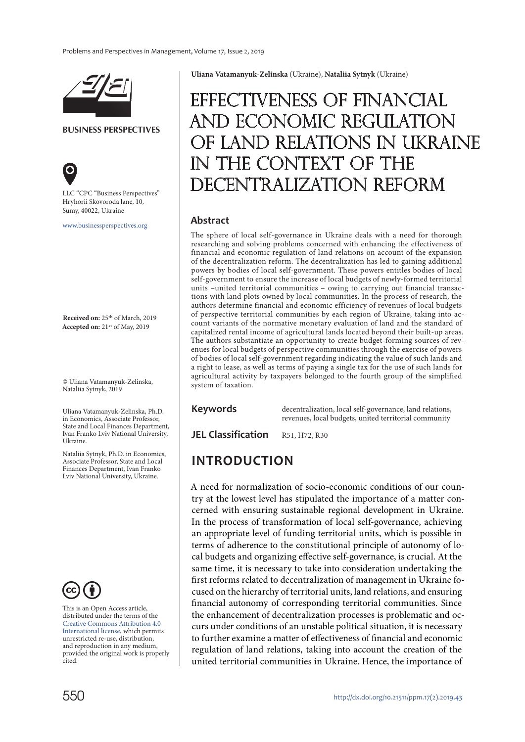BUSINESS PERSPECTIVES

LLC "CPC "Business Perspectives"
Hryhorii Skovoroda lane, 10,
Sumy, 40022, Ukraine

www.businessperspectives.org

**Received on:** 25th of March, 2019
**Accepted on:** 21st of May, 2019

© Uliana Vatamanyuk-Zelinska, Nataliia Sytnyk, 2019

Uliana Vatamanyuk-Zelinska, Ph.D. in Economics, Associate Professor, State and Local Finances Department, Ivan Franko Lviv National University, Ukraine.

Nataliia Sytnyk, Ph.D. in Economics, Associate Professor, State and Local Finances Department, Ivan Franko Lviv National University, Ukraine.

This is an Open Access article, distributed under the terms of the Creative Commons Attribution 4.0 International license, which permits unrestricted re-use, distribution, and reproduction in any medium, provided the original work is properly cited.

**Uliana Vatamanyuk-Zelinska** (Ukraine), **Nataliia Sytnyk** (Ukraine)

# EFFECTIVENESS OF FINANCIAL AND ECONOMIC REGULATION OF LAND RELATIONS IN UKRAINE IN THE CONTEXT OF THE DECENTRALIZATION REFORM

## Abstract

The sphere of local self-governance in Ukraine deals with a need for thorough researching and solving problems concerned with enhancing the effectiveness of financial and economic regulation of land relations on account of the expansion of the decentralization reform. The decentralization has led to gaining additional powers by bodies of local self-government. These powers entitles bodies of local self-government to ensure the increase of local budgets of newly-formed territorial units –united territorial communities – owing to carrying out financial transactions with land plots owned by local communities. In the process of research, the authors determine financial and economic efficiency of revenues of local budgets of perspective territorial communities by each region of Ukraine, taking into account variants of the normative monetary evaluation of land and the standard of capitalized rental income of agricultural lands located beyond their built-up areas. The authors substantiate an opportunity to create budget-forming sources of revenues for local budgets of perspective communities through the exercise of powers of bodies of local self-government regarding indicating the value of such lands and a right to lease, as well as terms of paying a single tax for the use of such lands for agricultural activity by taxpayers belonged to the fourth group of the simplified system of taxation.

**Keywords** decentralization, local self-governance, land relations, revenues, local budgets, united territorial community

**JEL Classification** R51, H72, R30

## INTRODUCTION

A need for normalization of socio-economic conditions of our country at the lowest level has stipulated the importance of a matter concerned with ensuring sustainable regional development in Ukraine. In the process of transformation of local self-governance, achieving an appropriate level of funding territorial units, which is possible in terms of adherence to the constitutional principle of autonomy of local budgets and organizing effective self-governance, is crucial. At the same time, it is necessary to take into consideration undertaking the first reforms related to decentralization of management in Ukraine focused on the hierarchy of territorial units, land relations, and ensuring financial autonomy of corresponding territorial communities. Since the enhancement of decentralization processes is problematic and occurs under conditions of an unstable political situation, it is necessary to further examine a matter of effectiveness of financial and economic regulation of land relations, taking into account the creation of the united territorial communities in Ukraine. Hence, the importance of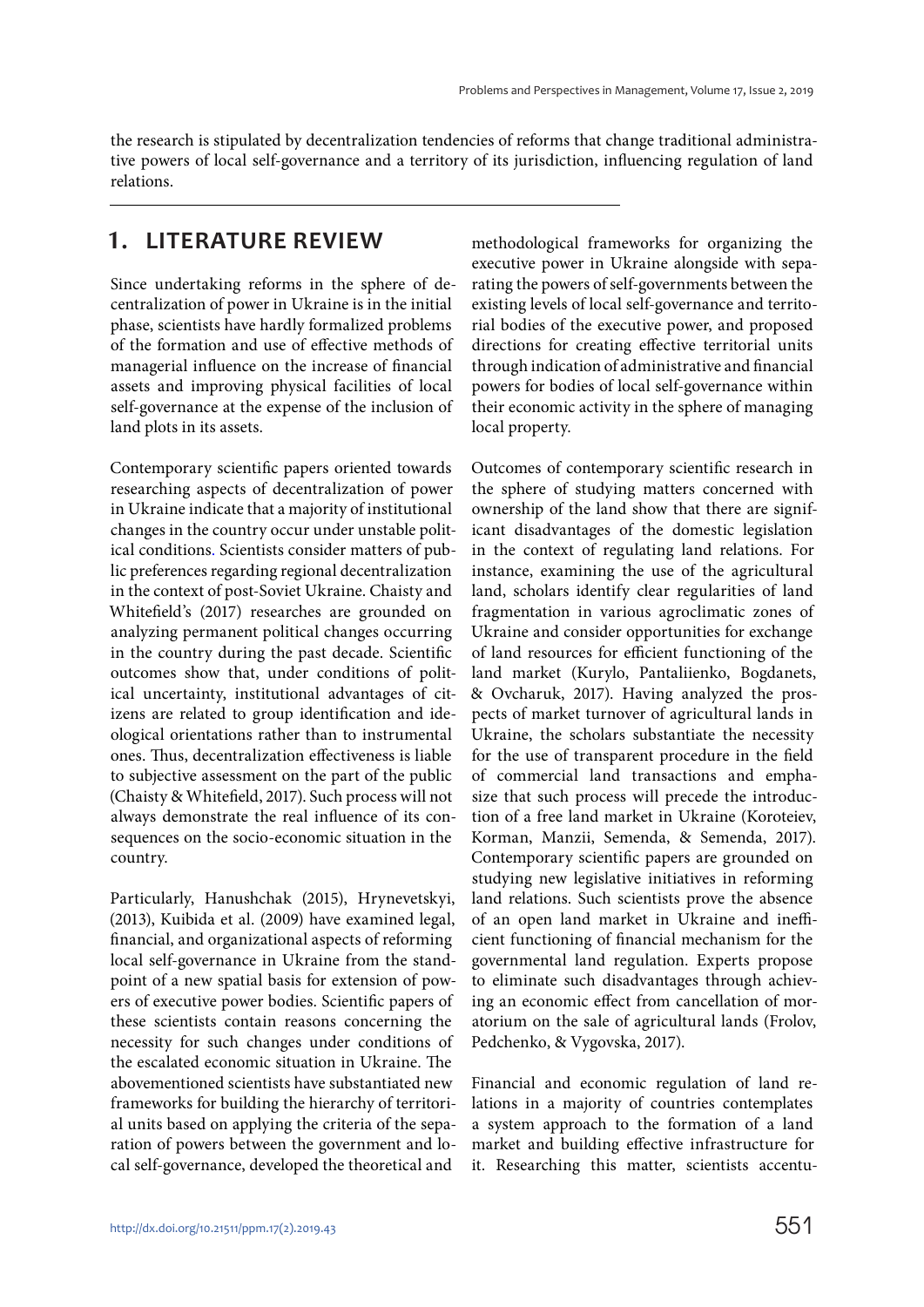the research is stipulated by decentralization tendencies of reforms that change traditional administrative powers of local self-governance and a territory of its jurisdiction, influencing regulation of land relations.

## 1. LITERATURE REVIEW

Since undertaking reforms in the sphere of decentralization of power in Ukraine is in the initial phase, scientists have hardly formalized problems of the formation and use of effective methods of managerial influence on the increase of financial assets and improving physical facilities of local self-governance at the expense of the inclusion of land plots in its assets.

Contemporary scientific papers oriented towards researching aspects of decentralization of power in Ukraine indicate that a majority of institutional changes in the country occur under unstable political conditions. Scientists consider matters of public preferences regarding regional decentralization in the context of post-Soviet Ukraine. Chaisty and Whitefield's (2017) researches are grounded on analyzing permanent political changes occurring in the country during the past decade. Scientific outcomes show that, under conditions of political uncertainty, institutional advantages of citizens are related to group identification and ideological orientations rather than to instrumental ones. Thus, decentralization effectiveness is liable to subjective assessment on the part of the public (Chaisty & Whitefield, 2017). Such process will not always demonstrate the real influence of its consequences on the socio-economic situation in the country.

Particularly, Hanushchak (2015), Hrynevetskyi, (2013), Kuibida et al. (2009) have examined legal, financial, and organizational aspects of reforming local self-governance in Ukraine from the standpoint of a new spatial basis for extension of powers of executive power bodies. Scientific papers of these scientists contain reasons concerning the necessity for such changes under conditions of the escalated economic situation in Ukraine. The abovementioned scientists have substantiated new frameworks for building the hierarchy of territorial units based on applying the criteria of the separation of powers between the government and local self-governance, developed the theoretical and methodological frameworks for organizing the executive power in Ukraine alongside with separating the powers of self-governments between the existing levels of local self-governance and territorial bodies of the executive power, and proposed directions for creating effective territorial units through indication of administrative and financial powers for bodies of local self-governance within their economic activity in the sphere of managing local property.

Outcomes of contemporary scientific research in the sphere of studying matters concerned with ownership of the land show that there are significant disadvantages of the domestic legislation in the context of regulating land relations. For instance, examining the use of the agricultural land, scholars identify clear regularities of land fragmentation in various agroclimatic zones of Ukraine and consider opportunities for exchange of land resources for efficient functioning of the land market (Kurylo, Pantaliienko, Bogdanets, & Ovcharuk, 2017). Having analyzed the prospects of market turnover of agricultural lands in Ukraine, the scholars substantiate the necessity for the use of transparent procedure in the field of commercial land transactions and emphasize that such process will precede the introduction of a free land market in Ukraine (Koroteiev, Korman, Manzii, Semenda, & Semenda, 2017). Contemporary scientific papers are grounded on studying new legislative initiatives in reforming land relations. Such scientists prove the absence of an open land market in Ukraine and inefficient functioning of financial mechanism for the governmental land regulation. Experts propose to eliminate such disadvantages through achieving an economic effect from cancellation of moratorium on the sale of agricultural lands (Frolov, Pedchenko, & Vygovska, 2017).

Financial and economic regulation of land relations in a majority of countries contemplates a system approach to the formation of a land market and building effective infrastructure for it. Researching this matter, scientists accentu-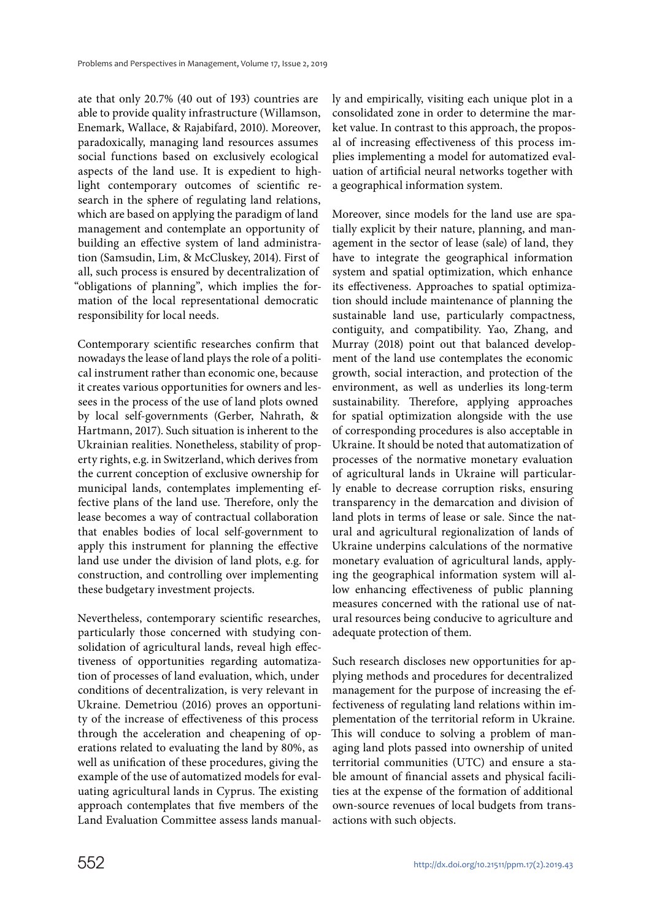ate that only 20.7% (40 out of 193) countries are able to provide quality infrastructure (Willamson, Enemark, Wallace, & Rajabifard, 2010). Moreover, paradoxically, managing land resources assumes social functions based on exclusively ecological aspects of the land use. It is expedient to highlight contemporary outcomes of scientific research in the sphere of regulating land relations, which are based on applying the paradigm of land management and contemplate an opportunity of building an effective system of land administration (Samsudin, Lim, & McCluskey, 2014). First of all, such process is ensured by decentralization of "obligations of planning", which implies the formation of the local representational democratic responsibility for local needs.

Contemporary scientific researches confirm that nowadays the lease of land plays the role of a political instrument rather than economic one, because it creates various opportunities for owners and lessees in the process of the use of land plots owned by local self-governments (Gerber, Nahrath, & Hartmann, 2017). Such situation is inherent to the Ukrainian realities. Nonetheless, stability of property rights, e.g. in Switzerland, which derives from the current conception of exclusive ownership for municipal lands, contemplates implementing effective plans of the land use. Therefore, only the lease becomes a way of contractual collaboration that enables bodies of local self-government to apply this instrument for planning the effective land use under the division of land plots, e.g. for construction, and controlling over implementing these budgetary investment projects.

Nevertheless, contemporary scientific researches, particularly those concerned with studying consolidation of agricultural lands, reveal high effectiveness of opportunities regarding automatization of processes of land evaluation, which, under conditions of decentralization, is very relevant in Ukraine. Demetriou (2016) proves an opportunity of the increase of effectiveness of this process through the acceleration and cheapening of operations related to evaluating the land by 80%, as well as unification of these procedures, giving the example of the use of automatized models for evaluating agricultural lands in Cyprus. The existing approach contemplates that five members of the Land Evaluation Committee assess lands manually and empirically, visiting each unique plot in a consolidated zone in order to determine the market value. In contrast to this approach, the proposal of increasing effectiveness of this process implies implementing a model for automatized evaluation of artificial neural networks together with a geographical information system.

Moreover, since models for the land use are spatially explicit by their nature, planning, and management in the sector of lease (sale) of land, they have to integrate the geographical information system and spatial optimization, which enhance its effectiveness. Approaches to spatial optimization should include maintenance of planning the sustainable land use, particularly compactness, contiguity, and compatibility. Yao, Zhang, and Murray (2018) point out that balanced development of the land use contemplates the economic growth, social interaction, and protection of the environment, as well as underlies its long-term sustainability. Therefore, applying approaches for spatial optimization alongside with the use of corresponding procedures is also acceptable in Ukraine. It should be noted that automatization of processes of the normative monetary evaluation of agricultural lands in Ukraine will particularly enable to decrease corruption risks, ensuring transparency in the demarcation and division of land plots in terms of lease or sale. Since the natural and agricultural regionalization of lands of Ukraine underpins calculations of the normative monetary evaluation of agricultural lands, applying the geographical information system will allow enhancing effectiveness of public planning measures concerned with the rational use of natural resources being conducive to agriculture and adequate protection of them.

Such research discloses new opportunities for applying methods and procedures for decentralized management for the purpose of increasing the effectiveness of regulating land relations within implementation of the territorial reform in Ukraine. This will conduce to solving a problem of managing land plots passed into ownership of united territorial communities (UTC) and ensure a stable amount of financial assets and physical facilities at the expense of the formation of additional own-source revenues of local budgets from transactions with such objects.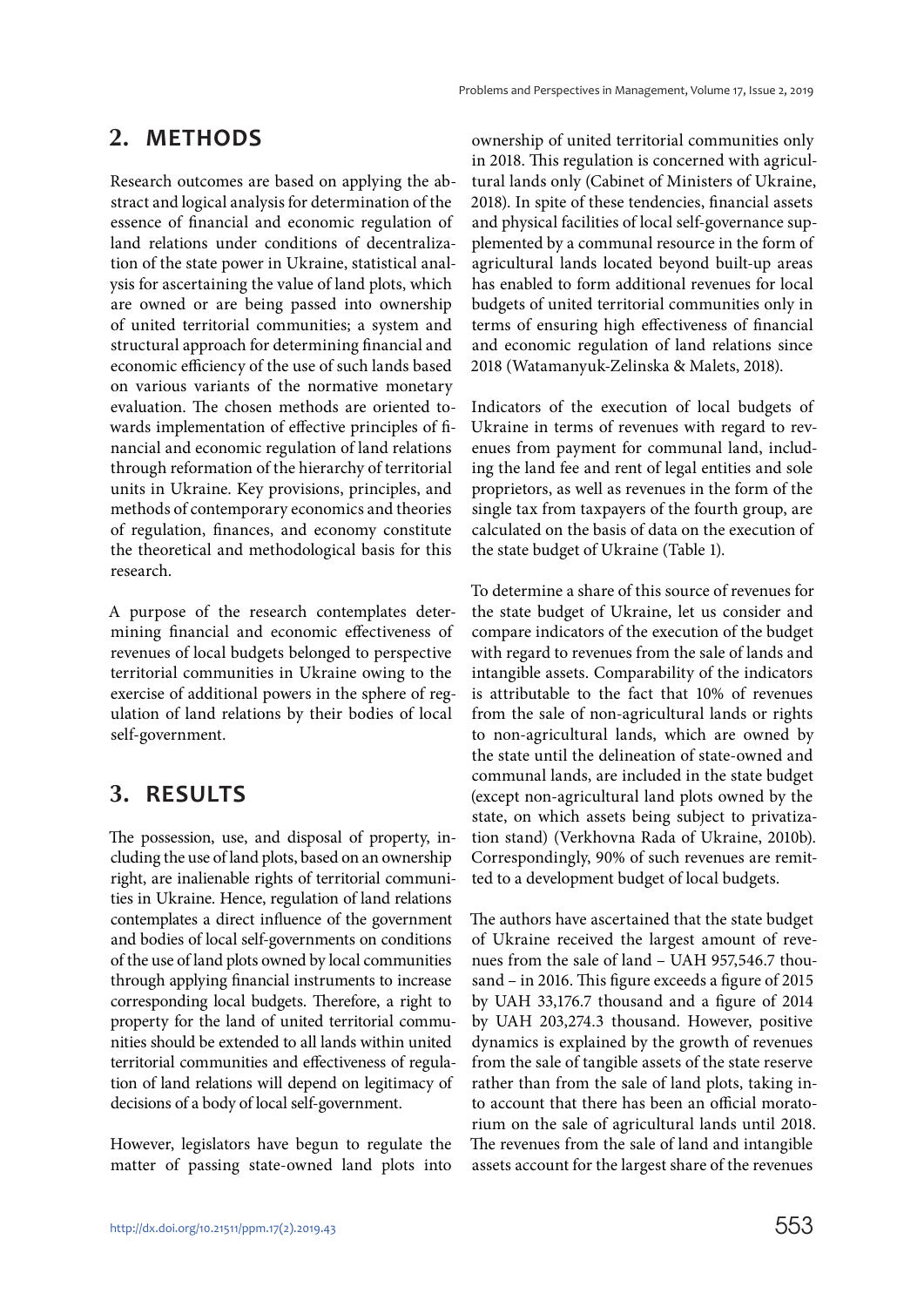## 2. METHODS

Research outcomes are based on applying the abstract and logical analysis for determination of the essence of financial and economic regulation of land relations under conditions of decentralization of the state power in Ukraine, statistical analysis for ascertaining the value of land plots, which are owned or are being passed into ownership of united territorial communities; a system and structural approach for determining financial and economic efficiency of the use of such lands based on various variants of the normative monetary evaluation. The chosen methods are oriented towards implementation of effective principles of financial and economic regulation of land relations through reformation of the hierarchy of territorial units in Ukraine. Key provisions, principles, and methods of contemporary economics and theories of regulation, finances, and economy constitute the theoretical and methodological basis for this research.

A purpose of the research contemplates determining financial and economic effectiveness of revenues of local budgets belonged to perspective territorial communities in Ukraine owing to the exercise of additional powers in the sphere of regulation of land relations by their bodies of local self-government.

## 3. RESULTS

The possession, use, and disposal of property, including the use of land plots, based on an ownership right, are inalienable rights of territorial communities in Ukraine. Hence, regulation of land relations contemplates a direct influence of the government and bodies of local self-governments on conditions of the use of land plots owned by local communities through applying financial instruments to increase corresponding local budgets. Therefore, a right to property for the land of united territorial communities should be extended to all lands within united territorial communities and effectiveness of regulation of land relations will depend on legitimacy of decisions of a body of local self-government.

However, legislators have begun to regulate the matter of passing state-owned land plots into ownership of united territorial communities only in 2018. This regulation is concerned with agricultural lands only (Cabinet of Ministers of Ukraine, 2018). In spite of these tendencies, financial assets and physical facilities of local self-governance supplemented by a communal resource in the form of agricultural lands located beyond built-up areas has enabled to form additional revenues for local budgets of united territorial communities only in terms of ensuring high effectiveness of financial and economic regulation of land relations since 2018 (Watamanyuk-Zelinska & Malets, 2018).

Indicators of the execution of local budgets of Ukraine in terms of revenues with regard to revenues from payment for communal land, including the land fee and rent of legal entities and sole proprietors, as well as revenues in the form of the single tax from taxpayers of the fourth group, are calculated on the basis of data on the execution of the state budget of Ukraine (Table 1).

To determine a share of this source of revenues for the state budget of Ukraine, let us consider and compare indicators of the execution of the budget with regard to revenues from the sale of lands and intangible assets. Comparability of the indicators is attributable to the fact that 10% of revenues from the sale of non-agricultural lands or rights to non-agricultural lands, which are owned by the state until the delineation of state-owned and communal lands, are included in the state budget (except non-agricultural land plots owned by the state, on which assets being subject to privatization stand) (Verkhovna Rada of Ukraine, 2010b). Correspondingly, 90% of such revenues are remitted to a development budget of local budgets.

The authors have ascertained that the state budget of Ukraine received the largest amount of revenues from the sale of land – UAH 957,546.7 thousand – in 2016. This figure exceeds a figure of 2015 by UAH 33,176.7 thousand and a figure of 2014 by UAH 203,274.3 thousand. However, positive dynamics is explained by the growth of revenues from the sale of tangible assets of the state reserve rather than from the sale of land plots, taking into account that there has been an official moratorium on the sale of agricultural lands until 2018. The revenues from the sale of land and intangible assets account for the largest share of the revenues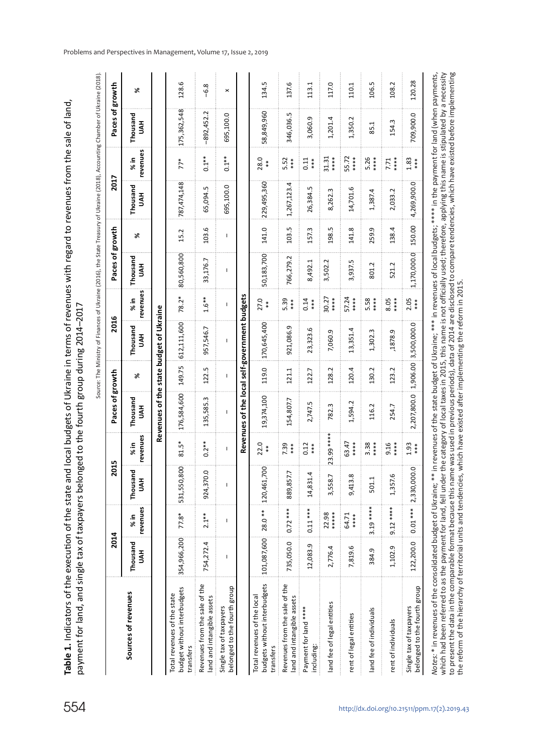**Table 1.** Indicators of the execution of the state and local budgets of Ukraine in terms of revenues with regard to revenues from the sale of land, payment for land, and single tax of taxpayers belonged to the fourth group during 2014–2017

| Sources of revenues | 2014 | | 2015 | | Paces of growth | | 2016 | | Paces of growth | | 2017 | | Paces of growth | |
|---|---|---|---|---|---|---|---|---|---|---|---|---|---|---|
| | Thousand UAH | % in revenues | Thousand UAH | % in revenues | Thousand UAH | % | Thousand UAH | % in revenues | Thousand UAH | % | Thousand UAH | % in revenues | Thousand UAH | % |
| **Revenues of the state budget of Ukraine** | | | | | | | | | | | | | | |
| Total revenues of the state budget without interbudgets transfers | 354,966,200 | 77.8* | 531,550,800 | 81.5* | 176,584,600 | 149.75 | 612,111,600 | 78.2* | 80,560,800 | 15.2 | 787,474,148 | 77* | 175,362,548 | 128.6 |
| Revenues from the sale of the land and intangible assets | 754,272.4 | 2.1** | 924,370.0 | 0.2** | 135,585.3 | 122.5 | 957,546.7 | 1.6** | 33,176.7 | 103.6 | 65,094.5 | 0.1** | –892,452.2 | –6.8 |
| Single tax of taxpayers belonged to the fourth group | – | – | – | – | – | – | – | – | – | – | 695,100.0 | 0.1** | 695,100.0 | x |
| **Revenues of the local self-government budgets** | | | | | | | | | | | | | | |
| Total revenues of the local budgets without interbudgets transfers | 101,087,600 | 28.0 ** | 120,461,700 | 22.0 ** | 19,374,100 | 119.0 | 170,645,400 | 27.0 ** | 50,183,700 | 141.0 | 229,495,360 | 28.0 ** | 58,849,960 | 134.5 |
| Revenues from the sale of the land and intangible assets | 735,050.0 | 0.72 *** | 889,857.7 | 7.39 *** | 154,807.7 | 121.1 | 921,086.9 | 5.39 *** | 766,279.2 | 103.5 | 1,267,123.4 | 5.52 *** | 346,036.5 | 137.6 |
| Payment for land **** including: | 12,083.9 | 0.11 *** | 14,831.4 | 0.12 *** | 2,747.5 | 122.7 | 23,323.6 | 0.14 *** | 8,492.1 | 157.3 | 26,384.5 | 0.11 *** | 3,060.9 | 113.1 |
| land fee of legal entities | 2,776.4 | 22.98 ***** | 3,558.7 | 23.99 **** | 782.3 | 128.2 | 7,060.9 | 30.27 **** | 3,502.2 | 198.5 | 8,262.3 | 31.31 **** | 1,201.4 | 117.0 |
| rent of legal entities | 7,819.6 | 64.71 **** | 9,413.8 | 63.47 **** | 1,594.2 | 120.4 | 13,351.4 | 57.24 **** | 3,937.5 | 141.8 | 14,701.6 | 55.72 **** | 1,350.2 | 110.1 |
| land fee of individuals | 384.9 | 3.19 **** | 501.1 | 3.38 **** | 116.2 | 130.2 | 1,302.3 | 5.58 **** | 801.2 | 259.9 | 1,387.4 | 5.26 **** | 85.1 | 106.5 |
| rent of individuals | 1,102.9 | 9.12 **** | 1,357.6 | 9.16 **** | 254.7 | 123.2 | ,1878.9 | 8.05 **** | 521.2 | 138.4 | 2,033.2 | 7.71 **** | 154.3 | 108.2 |
| Single tax of taxpayers belonged to the fourth group | 122,200.0 | 0.01 *** | 2,330,000.0 | 1.93 *** | 2,207,800.0 | 1,906.00 | 3,500,000.0 | 2.05 *** | 1,170,000.0 | 150.00 | 4,269,900.0 | 1.83 *** | 709,900.0 | 120.28 |

Source: The Ministry of Finances of Ukraine (2016), the State Treasury of Ukraine (2018), Accounting Chamber of Ukraine (2018).

*Notes:* * in revenues of the consolidated budget of Ukraine; ** in revenues of the state budget of Ukraine; *** in revenues of local budgets; **** in the payment for land (when payments, which had been referred to as the payment for land, fell under the category of local taxes in 2015, this name is not officially used; therefore, applying this name is stipulated by a necessity to present the data in the comparable format because this name was used in previous periods), data of 2014 are disclosed to compare tendencies, which have existed before implementing the reform of the hierarchy of territorial units and tendencies, which have existed after implementing the reform in 2015.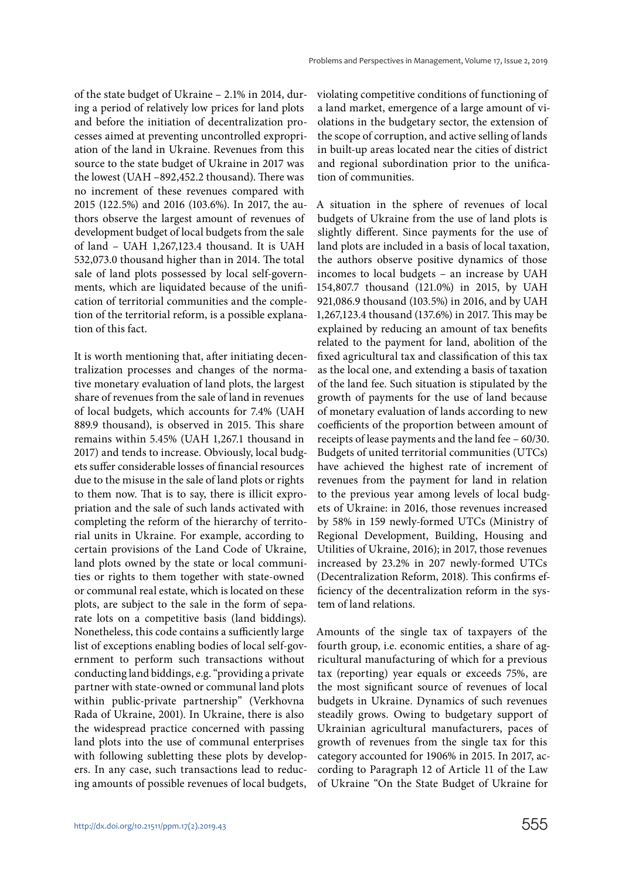of the state budget of Ukraine – 2.1% in 2014, during a period of relatively low prices for land plots and before the initiation of decentralization processes aimed at preventing uncontrolled expropriation of the land in Ukraine. Revenues from this source to the state budget of Ukraine in 2017 was the lowest (UAH –892,452.2 thousand). There was no increment of these revenues compared with 2015 (122.5%) and 2016 (103.6%). In 2017, the authors observe the largest amount of revenues of development budget of local budgets from the sale of land – UAH 1,267,123.4 thousand. It is UAH 532,073.0 thousand higher than in 2014. The total sale of land plots possessed by local self-governments, which are liquidated because of the unification of territorial communities and the completion of the territorial reform, is a possible explanation of this fact.

It is worth mentioning that, after initiating decentralization processes and changes of the normative monetary evaluation of land plots, the largest share of revenues from the sale of land in revenues of local budgets, which accounts for 7.4% (UAH 889.9 thousand), is observed in 2015. This share remains within 5.45% (UAH 1,267.1 thousand in 2017) and tends to increase. Obviously, local budgets suffer considerable losses of financial resources due to the misuse in the sale of land plots or rights to them now. That is to say, there is illicit expropriation and the sale of such lands activated with completing the reform of the hierarchy of territorial units in Ukraine. For example, according to certain provisions of the Land Code of Ukraine, land plots owned by the state or local communities or rights to them together with state-owned or communal real estate, which is located on these plots, are subject to the sale in the form of separate lots on a competitive basis (land biddings). Nonetheless, this code contains a sufficiently large list of exceptions enabling bodies of local self-government to perform such transactions without conducting land biddings, e.g. "providing a private partner with state-owned or communal land plots within public-private partnership" (Verkhovna Rada of Ukraine, 2001). In Ukraine, there is also the widespread practice concerned with passing land plots into the use of communal enterprises with following subletting these plots by developers. In any case, such transactions lead to reducing amounts of possible revenues of local budgets, violating competitive conditions of functioning of a land market, emergence of a large amount of violations in the budgetary sector, the extension of the scope of corruption, and active selling of lands in built-up areas located near the cities of district and regional subordination prior to the unification of communities.

A situation in the sphere of revenues of local budgets of Ukraine from the use of land plots is slightly different. Since payments for the use of land plots are included in a basis of local taxation, the authors observe positive dynamics of those incomes to local budgets – an increase by UAH 154,807.7 thousand (121.0%) in 2015, by UAH 921,086.9 thousand (103.5%) in 2016, and by UAH 1,267,123.4 thousand (137.6%) in 2017. This may be explained by reducing an amount of tax benefits related to the payment for land, abolition of the fixed agricultural tax and classification of this tax as the local one, and extending a basis of taxation of the land fee. Such situation is stipulated by the growth of payments for the use of land because of monetary evaluation of lands according to new coefficients of the proportion between amount of receipts of lease payments and the land fee – 60/30. Budgets of united territorial communities (UTCs) have achieved the highest rate of increment of revenues from the payment for land in relation to the previous year among levels of local budgets of Ukraine: in 2016, those revenues increased by 58% in 159 newly-formed UTCs (Ministry of Regional Development, Building, Housing and Utilities of Ukraine, 2016); in 2017, those revenues increased by 23.2% in 207 newly-formed UTCs (Decentralization Reform, 2018). This confirms efficiency of the decentralization reform in the system of land relations.

Amounts of the single tax of taxpayers of the fourth group, i.e. economic entities, a share of agricultural manufacturing of which for a previous tax (reporting) year equals or exceeds 75%, are the most significant source of revenues of local budgets in Ukraine. Dynamics of such revenues steadily grows. Owing to budgetary support of Ukrainian agricultural manufacturers, paces of growth of revenues from the single tax for this category accounted for 1906% in 2015. In 2017, according to Paragraph 12 of Article 11 of the Law of Ukraine "On the State Budget of Ukraine for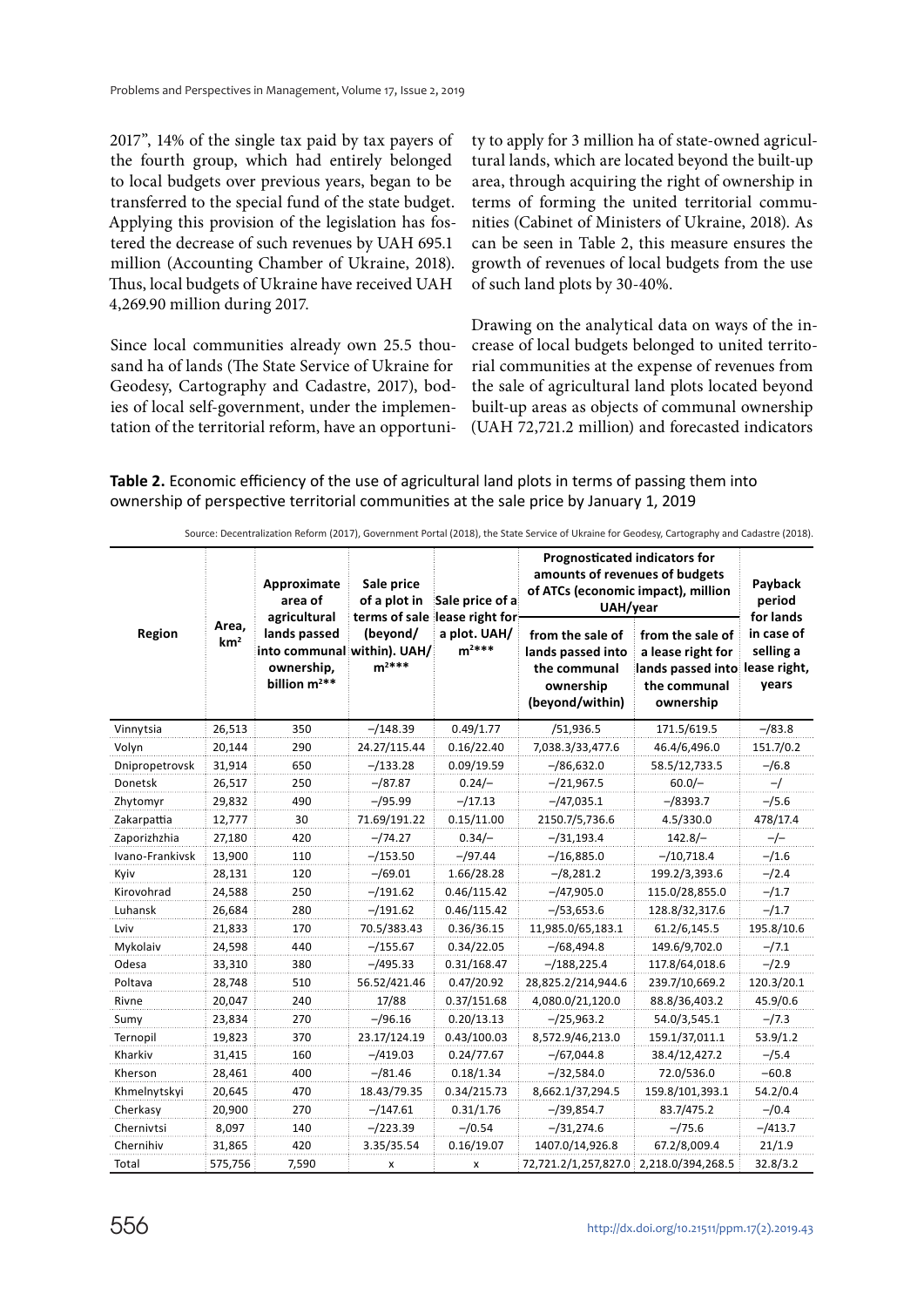2017", 14% of the single tax paid by tax payers of the fourth group, which had entirely belonged to local budgets over previous years, began to be transferred to the special fund of the state budget. Applying this provision of the legislation has fostered the decrease of such revenues by UAH 695.1 million (Accounting Chamber of Ukraine, 2018). Thus, local budgets of Ukraine have received UAH 4,269.90 million during 2017.

Since local communities already own 25.5 thousand ha of lands (The State Service of Ukraine for Geodesy, Cartography and Cadastre, 2017), bodies of local self-government, under the implementation of the territorial reform, have an opportunity to apply for 3 million ha of state-owned agricultural lands, which are located beyond the built-up area, through acquiring the right of ownership in terms of forming the united territorial communities (Cabinet of Ministers of Ukraine, 2018). As can be seen in Table 2, this measure ensures the growth of revenues of local budgets from the use of such land plots by 30-40%.

Drawing on the analytical data on ways of the increase of local budgets belonged to united territorial communities at the expense of revenues from the sale of agricultural land plots located beyond built-up areas as objects of communal ownership (UAH 72,721.2 million) and forecasted indicators

**Table 2.** Economic efficiency of the use of agricultural land plots in terms of passing them into ownership of perspective territorial communities at the sale price by January 1, 2019

Source: Decentralization Reform (2017), Government Portal (2018), the State Service of Ukraine for Geodesy, Cartography and Cadastre (2018).

| Region | Area, km² | Approximate area of agricultural lands passed into communal ownership, billion m²** | Sale price of a plot in terms of sale (beyond/within). UAH/m²*** | Sale price of a lease right for a plot. UAH/m²*** | Prognosticated indicators for amounts of revenues of budgets of ATCs (economic impact), million UAH/year | | Payback period for lands in case of selling a lease right, years |
|---|---|---|---|---|---|---|---|
| | | | | | from the sale of lands passed into the communal ownership (beyond/within) | from the sale of a lease right for lands passed into the communal ownership | |
| Vinnytsia | 26,513 | 350 | –/148.39 | 0.49/1.77 | /51,936.5 | 171.5/619.5 | –/83.8 |
| Volyn | 20,144 | 290 | 24.27/115.44 | 0.16/22.40 | 7,038.3/33,477.6 | 46.4/6,496.0 | 151.7/0.2 |
| Dnipropetrovsk | 31,914 | 650 | –/133.28 | 0.09/19.59 | –/86,632.0 | 58.5/12,733.5 | –/6.8 |
| Donetsk | 26,517 | 250 | –/87.87 | 0.24/– | –/21,967.5 | 60.0/– | –/ |
| Zhytomyr | 29,832 | 490 | –/95.99 | –/17.13 | –/47,035.1 | –/8393.7 | –/5.6 |
| Zakarpattia | 12,777 | 30 | 71.69/191.22 | 0.15/11.00 | 2150.7/5,736.6 | 4.5/330.0 | 478/17.4 |
| Zaporizhzhia | 27,180 | 420 | –/74.27 | 0.34/– | –/31,193.4 | 142.8/– | –/– |
| Ivano-Frankivsk | 13,900 | 110 | –/153.50 | –/97.44 | –/16,885.0 | –/10,718.4 | –/1.6 |
| Kyiv | 28,131 | 120 | –/69.01 | 1.66/28.28 | –/8,281.2 | 199.2/3,393.6 | –/2.4 |
| Kirovohrad | 24,588 | 250 | –/191.62 | 0.46/115.42 | –/47,905.0 | 115.0/28,855.0 | –/1.7 |
| Luhansk | 26,684 | 280 | –/191.62 | 0.46/115.42 | –/53,653.6 | 128.8/32,317.6 | –/1.7 |
| Lviv | 21,833 | 170 | 70.5/383.43 | 0.36/36.15 | 11,985.0/65,183.1 | 61.2/6,145.5 | 195.8/10.6 |
| Mykolaiv | 24,598 | 440 | –/155.67 | 0.34/22.05 | –/68,494.8 | 149.6/9,702.0 | –/7.1 |
| Odesa | 33,310 | 380 | –/495.33 | 0.31/168.47 | –/188,225.4 | 117.8/64,018.6 | –/2.9 |
| Poltava | 28,748 | 510 | 56.52/421.46 | 0.47/20.92 | 28,825.2/214,944.6 | 239.7/10,669.2 | 120.3/20.1 |
| Rivne | 20,047 | 240 | 17/88 | 0.37/151.68 | 4,080.0/21,120.0 | 88.8/36,403.2 | 45.9/0.6 |
| Sumy | 23,834 | 270 | –/96.16 | 0.20/13.13 | –/25,963.2 | 54.0/3,545.1 | –/7.3 |
| Ternopil | 19,823 | 370 | 23.17/124.19 | 0.43/100.03 | 8,572.9/46,213.0 | 159.1/37,011.1 | 53.9/1.2 |
| Kharkiv | 31,415 | 160 | –/419.03 | 0.24/77.67 | –/67,044.8 | 38.4/12,427.2 | –/5.4 |
| Kherson | 28,461 | 400 | –/81.46 | 0.18/1.34 | –/32,584.0 | 72.0/536.0 | –60.8 |
| Khmelnytskyi | 20,645 | 470 | 18.43/79.35 | 0.34/215.73 | 8,662.1/37,294.5 | 159.8/101,393.1 | 54.2/0.4 |
| Cherkasy | 20,900 | 270 | –/147.61 | 0.31/1.76 | –/39,854.7 | 83.7/475.2 | –/0.4 |
| Chernivtsi | 8,097 | 140 | –/223.39 | –/0.54 | –/31,274.6 | –/75.6 | –/413.7 |
| Chernihiv | 31,865 | 420 | 3.35/35.54 | 0.16/19.07 | 1407.0/14,926.8 | 67.2/8,009.4 | 21/1.9 |
| Total | 575,756 | 7,590 | x | x | 72,721.2/1,257,827.0 | 2,218.0/394,268.5 | 32.8/3.2 |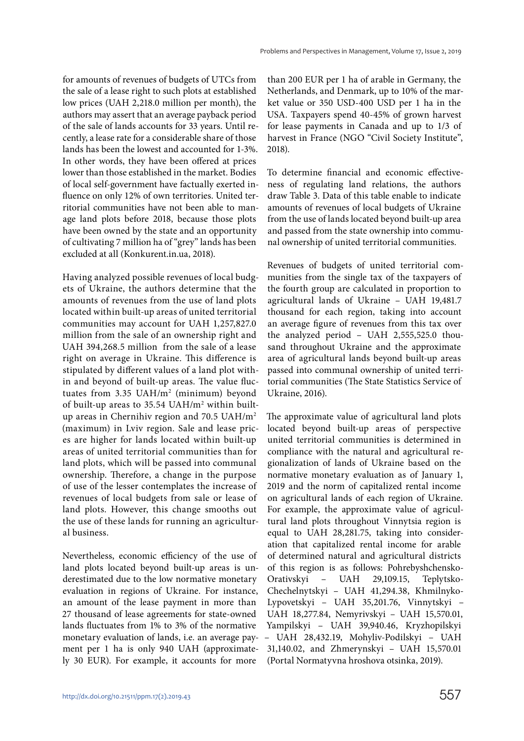for amounts of revenues of budgets of UTCs from the sale of a lease right to such plots at established low prices (UAH 2,218.0 million per month), the authors may assert that an average payback period of the sale of lands accounts for 33 years. Until recently, a lease rate for a considerable share of those lands has been the lowest and accounted for 1-3%. In other words, they have been offered at prices lower than those established in the market. Bodies of local self-government have factually exerted influence on only 12% of own territories. United territorial communities have not been able to manage land plots before 2018, because those plots have been owned by the state and an opportunity of cultivating 7 million ha of "grey" lands has been excluded at all (Konkurent.in.ua, 2018).

Having analyzed possible revenues of local budgets of Ukraine, the authors determine that the amounts of revenues from the use of land plots located within built-up areas of united territorial communities may account for UAH 1,257,827.0 million from the sale of an ownership right and UAH 394,268.5 million from the sale of a lease right on average in Ukraine. This difference is stipulated by different values of a land plot within and beyond of built-up areas. The value fluctuates from 3.35 UAH/m$^2$ (minimum) beyond of built-up areas to 35.54 UAH/m$^2$ within built-up areas in Chernihiv region and 70.5 UAH/m$^2$ (maximum) in Lviv region. Sale and lease prices are higher for lands located within built-up areas of united territorial communities than for land plots, which will be passed into communal ownership. Therefore, a change in the purpose of use of the lesser contemplates the increase of revenues of local budgets from sale or lease of land plots. However, this change smooths out the use of these lands for running an agricultural business.

Nevertheless, economic efficiency of the use of land plots located beyond built-up areas is underestimated due to the low normative monetary evaluation in regions of Ukraine. For instance, an amount of the lease payment in more than 27 thousand of lease agreements for state-owned lands fluctuates from 1% to 3% of the normative monetary evaluation of lands, i.e. an average payment per 1 ha is only 940 UAH (approximately 30 EUR). For example, it accounts for more than 200 EUR per 1 ha of arable in Germany, the Netherlands, and Denmark, up to 10% of the market value or 350 USD-400 USD per 1 ha in the USA. Taxpayers spend 40-45% of grown harvest for lease payments in Canada and up to 1/3 of harvest in France (NGO "Civil Society Institute", 2018).

To determine financial and economic effectiveness of regulating land relations, the authors draw Table 3. Data of this table enable to indicate amounts of revenues of local budgets of Ukraine from the use of lands located beyond built-up area and passed from the state ownership into communal ownership of united territorial communities.

Revenues of budgets of united territorial communities from the single tax of the taxpayers of the fourth group are calculated in proportion to agricultural lands of Ukraine – UAH 19,481.7 thousand for each region, taking into account an average figure of revenues from this tax over the analyzed period – UAH 2,555,525.0 thousand throughout Ukraine and the approximate area of agricultural lands beyond built-up areas passed into communal ownership of united territorial communities (The State Statistics Service of Ukraine, 2016).

The approximate value of agricultural land plots located beyond built-up areas of perspective united territorial communities is determined in compliance with the natural and agricultural regionalization of lands of Ukraine based on the normative monetary evaluation as of January 1, 2019 and the norm of capitalized rental income on agricultural lands of each region of Ukraine. For example, the approximate value of agricultural land plots throughout Vinnytsia region is equal to UAH 28,281.75, taking into consideration that capitalized rental income for arable of determined natural and agricultural districts of this region is as follows: Pohrebyshchensko-Orativskyi – UAH 29,109.15, Teplytsko-Chechelnytskyi – UAH 41,294.38, Khmilnyko-Lypovetskyi – UAH 35,201.76, Vinnytskyi – UAH 18,277.84, Nemyrivskyi – UAH 15,570.01, Yampilskyi – UAH 39,940.46, Kryzhopilskyi – UAH 28,432.19, Mohyliv-Podilskyi – UAH 31,140.02, and Zhmerynskyi – UAH 15,570.01 (Portal Normatyvna hroshova otsinka, 2019).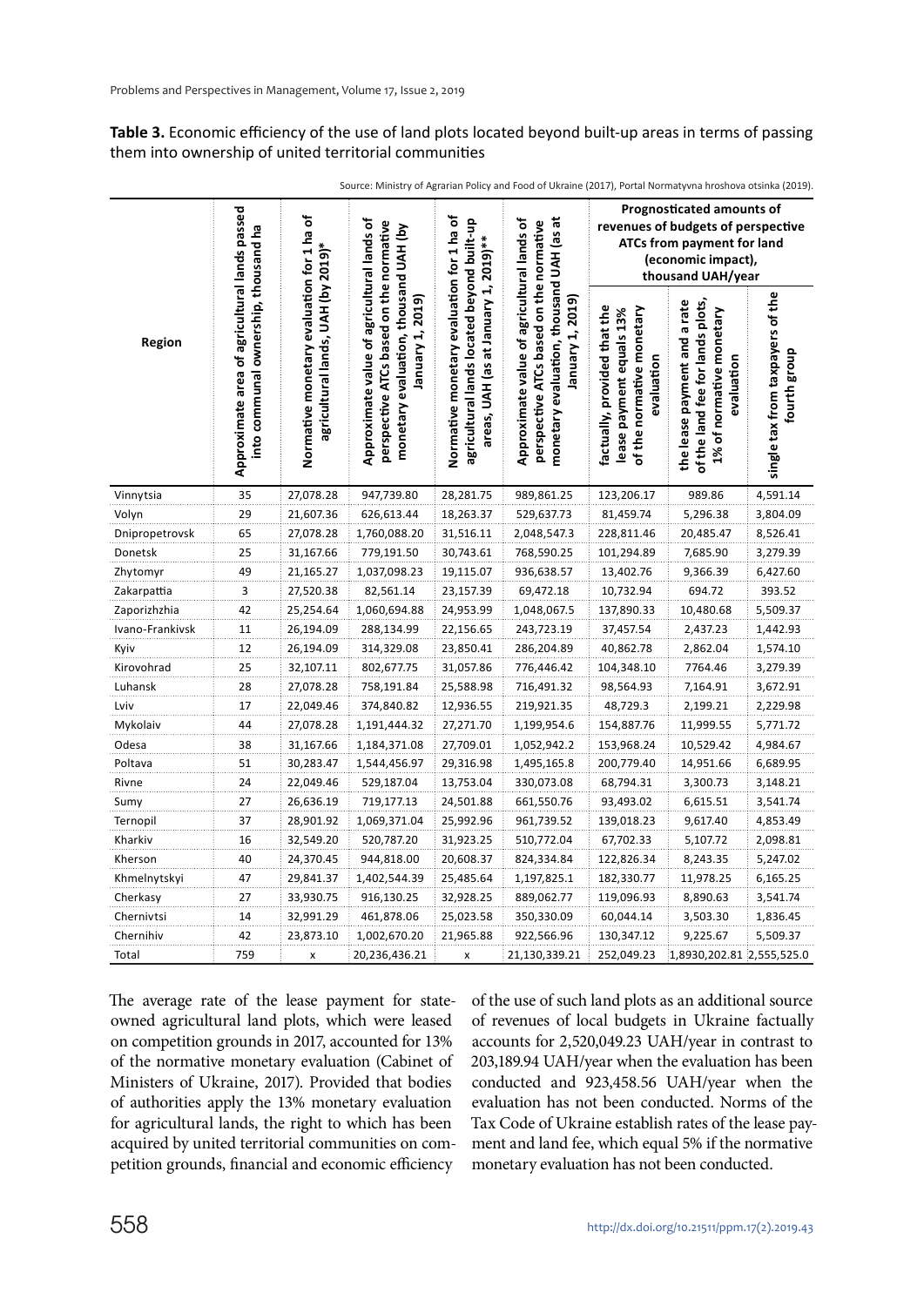**Table 3.** Economic efficiency of the use of land plots located beyond built-up areas in terms of passing them into ownership of united territorial communities

Source: Ministry of Agrarian Policy and Food of Ukraine (2017), Portal Normatyvna hroshova otsinka (2019).

| Region | Approximate area of agricultural lands passed into communal ownership, thousand ha | Normative monetary evaluation for 1 ha of agricultural lands, UAH (by 2019)* | Approximate value of agricultural lands of perspective ATCs based on the normative monetary evaluation, thousand UAH (by January 1, 2019) | Normative monetary evaluation for 1 ha of agricultural lands located beyond built-up areas, UAH (as at January 1, 2019)** | Approximate value of agricultural lands of perspective ATCs based on the normative monetary evaluation, thousand UAH (as at January 1, 2019) | Prognosticated amounts of revenues of budgets of perspective ATCs from payment for land (economic impact), thousand UAH/year | | |
|---|---|---|---|---|---|---|---|---|
| | | | | | | factually, provided that the lease payment equals 13% of the normative monetary evaluation | the lease payment and a rate of the land fee for lands plots, 1% of normative monetary evaluation | single tax from taxpayers of the fourth group |
| Vinnytsia | 35 | 27,078.28 | 947,739.80 | 28,281.75 | 989,861.25 | 123,206.17 | 989.86 | 4,591.14 |
| Volyn | 29 | 21,607.36 | 626,613.44 | 18,263.37 | 529,637.73 | 81,459.74 | 5,296.38 | 3,804.09 |
| Dnipropetrovsk | 65 | 27,078.28 | 1,760,088.20 | 31,516.11 | 2,048,547.3 | 228,811.46 | 20,485.47 | 8,526.41 |
| Donetsk | 25 | 31,167.66 | 779,191.50 | 30,743.61 | 768,590.25 | 101,294.89 | 7,685.90 | 3,279.39 |
| Zhytomyr | 49 | 21,165.27 | 1,037,098.23 | 19,115.07 | 936,638.57 | 13,402.76 | 9,366.39 | 6,427.60 |
| Zakarpattia | 3 | 27,520.38 | 82,561.14 | 23,157.39 | 69,472.18 | 10,732.94 | 694.72 | 393.52 |
| Zaporizhzhia | 42 | 25,254.64 | 1,060,694.88 | 24,953.99 | 1,048,067.5 | 137,890.33 | 10,480.68 | 5,509.37 |
| Ivano-Frankivsk | 11 | 26,194.09 | 288,134.99 | 22,156.65 | 243,723.19 | 37,457.54 | 2,437.23 | 1,442.93 |
| Kyiv | 12 | 26,194.09 | 314,329.08 | 23,850.41 | 286,204.89 | 40,862.78 | 2,862.04 | 1,574.10 |
| Kirovohrad | 25 | 32,107.11 | 802,677.75 | 31,057.86 | 776,446.42 | 104,348.10 | 7764.46 | 3,279.39 |
| Luhansk | 28 | 27,078.28 | 758,191.84 | 25,588.98 | 716,491.32 | 98,564.93 | 7,164.91 | 3,672.91 |
| Lviv | 17 | 22,049.46 | 374,840.82 | 12,936.55 | 219,921.35 | 48,729.3 | 2,199.21 | 2,229.98 |
| Mykolaiv | 44 | 27,078.28 | 1,191,444.32 | 27,271.70 | 1,199,954.6 | 154,887.76 | 11,999.55 | 5,771.72 |
| Odesa | 38 | 31,167.66 | 1,184,371.08 | 27,709.01 | 1,052,942.2 | 153,968.24 | 10,529.42 | 4,984.67 |
| Poltava | 51 | 30,283.47 | 1,544,456.97 | 29,316.98 | 1,495,165.8 | 200,779.40 | 14,951.66 | 6,689.95 |
| Rivne | 24 | 22,049.46 | 529,187.04 | 13,753.04 | 330,073.08 | 68,794.31 | 3,300.73 | 3,148.21 |
| Sumy | 27 | 26,636.19 | 719,177.13 | 24,501.88 | 661,550.76 | 93,493.02 | 6,615.51 | 3,541.74 |
| Ternopil | 37 | 28,901.92 | 1,069,371.04 | 25,992.96 | 961,739.52 | 139,018.23 | 9,617.40 | 4,853.49 |
| Kharkiv | 16 | 32,549.20 | 520,787.20 | 31,923.25 | 510,772.04 | 67,702.33 | 5,107.72 | 2,098.81 |
| Kherson | 40 | 24,370.45 | 944,818.00 | 20,608.37 | 824,334.84 | 122,826.34 | 8,243.35 | 5,247.02 |
| Khmelnytskyi | 47 | 29,841.37 | 1,402,544.39 | 25,485.64 | 1,197,825.1 | 182,330.77 | 11,978.25 | 6,165.25 |
| Cherkasy | 27 | 33,930.75 | 916,130.25 | 32,928.25 | 889,062.77 | 119,096.93 | 8,890.63 | 3,541.74 |
| Chernivtsi | 14 | 32,991.29 | 461,878.06 | 25,023.58 | 350,330.09 | 60,044.14 | 3,503.30 | 1,836.45 |
| Chernihiv | 42 | 23,873.10 | 1,002,670.20 | 21,965.88 | 922,566.96 | 130,347.12 | 9,225.67 | 5,509.37 |
| Total | 759 | x | 20,236,436.21 | x | 21,130,339.21 | 252,049.23 | 1,8930,202.81 | 2,555,525.0 |

The average rate of the lease payment for state-owned agricultural land plots, which were leased on competition grounds in 2017, accounted for 13% of the normative monetary evaluation (Cabinet of Ministers of Ukraine, 2017). Provided that bodies of authorities apply the 13% monetary evaluation for agricultural lands, the right to which has been acquired by united territorial communities on competition grounds, financial and economic efficiency of the use of such land plots as an additional source of revenues of local budgets in Ukraine factually accounts for 2,520,049.23 UAH/year in contrast to 203,189.94 UAH/year when the evaluation has been conducted and 923,458.56 UAH/year when the evaluation has not been conducted. Norms of the Tax Code of Ukraine establish rates of the lease payment and land fee, which equal 5% if the normative monetary evaluation has not been conducted.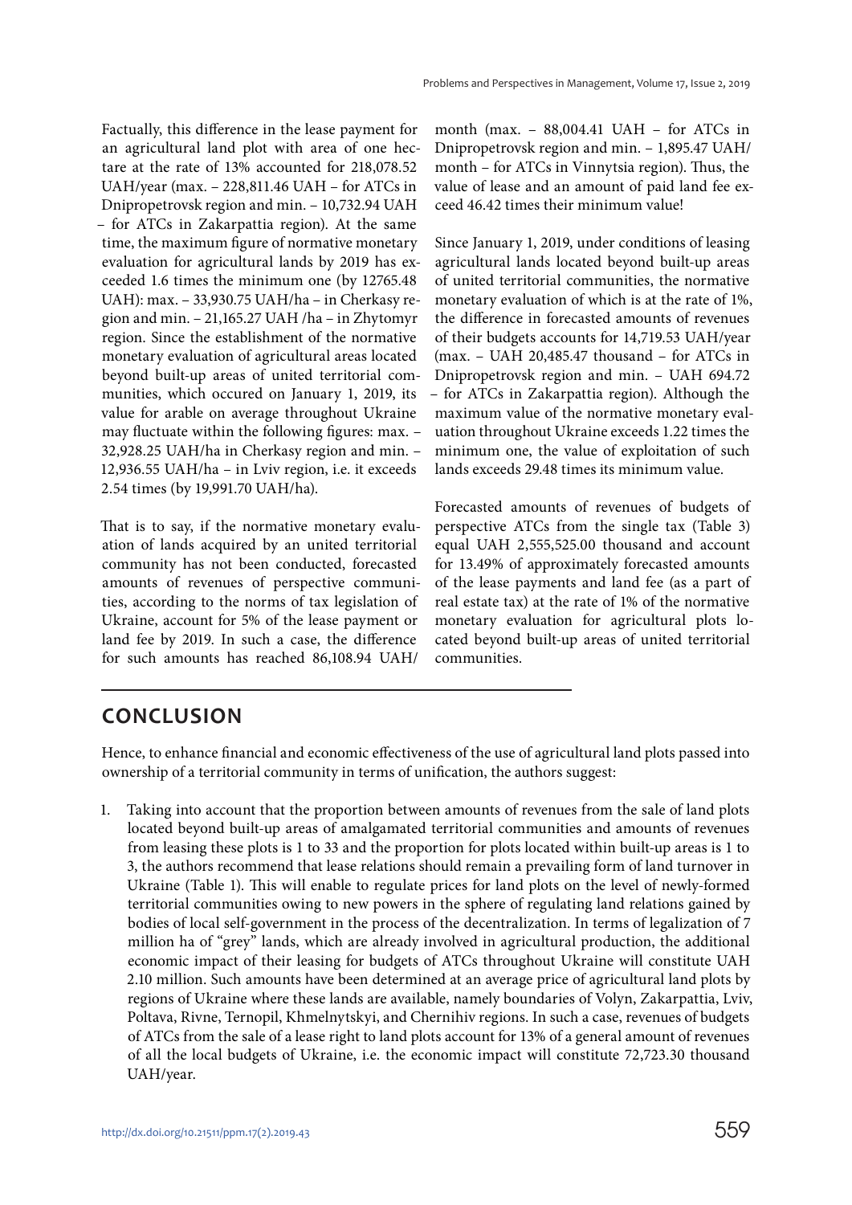Factually, this difference in the lease payment for an agricultural land plot with area of one hectare at the rate of 13% accounted for 218,078.52 UAH/year (max. – 228,811.46 UAH – for ATCs in Dnipropetrovsk region and min. – 10,732.94 UAH – for ATCs in Zakarpattia region). At the same time, the maximum figure of normative monetary evaluation for agricultural lands by 2019 has exceeded 1.6 times the minimum one (by 12765.48 UAH): max. – 33,930.75 UAH/ha – in Cherkasy region and min. – 21,165.27 UAH /ha – in Zhytomyr region. Since the establishment of the normative monetary evaluation of agricultural areas located beyond built-up areas of united territorial communities, which occured on January 1, 2019, its value for arable on average throughout Ukraine may fluctuate within the following figures: max. – 32,928.25 UAH/ha in Cherkasy region and min. – 12,936.55 UAH/ha – in Lviv region, i.e. it exceeds 2.54 times (by 19,991.70 UAH/ha).

That is to say, if the normative monetary evaluation of lands acquired by an united territorial community has not been conducted, forecasted amounts of revenues of perspective communities, according to the norms of tax legislation of Ukraine, account for 5% of the lease payment or land fee by 2019. In such a case, the difference for such amounts has reached 86,108.94 UAH/month (max. – 88,004.41 UAH – for ATCs in Dnipropetrovsk region and min. – 1,895.47 UAH/month – for ATCs in Vinnytsia region). Thus, the value of lease and an amount of paid land fee exceed 46.42 times their minimum value!

Since January 1, 2019, under conditions of leasing agricultural lands located beyond built-up areas of united territorial communities, the normative monetary evaluation of which is at the rate of 1%, the difference in forecasted amounts of revenues of their budgets accounts for 14,719.53 UAH/year (max. – UAH 20,485.47 thousand – for ATCs in Dnipropetrovsk region and min. – UAH 694.72 – for ATCs in Zakarpattia region). Although the maximum value of the normative monetary evaluation throughout Ukraine exceeds 1.22 times the minimum one, the value of exploitation of such lands exceeds 29.48 times its minimum value.

Forecasted amounts of revenues of budgets of perspective ATCs from the single tax (Table 3) equal UAH 2,555,525.00 thousand and account for 13.49% of approximately forecasted amounts of the lease payments and land fee (as a part of real estate tax) at the rate of 1% of the normative monetary evaluation for agricultural plots located beyond built-up areas of united territorial communities.

## CONCLUSION

Hence, to enhance financial and economic effectiveness of the use of agricultural land plots passed into ownership of a territorial community in terms of unification, the authors suggest:

1. Taking into account that the proportion between amounts of revenues from the sale of land plots located beyond built-up areas of amalgamated territorial communities and amounts of revenues from leasing these plots is 1 to 33 and the proportion for plots located within built-up areas is 1 to 3, the authors recommend that lease relations should remain a prevailing form of land turnover in Ukraine (Table 1). This will enable to regulate prices for land plots on the level of newly-formed territorial communities owing to new powers in the sphere of regulating land relations gained by bodies of local self-government in the process of the decentralization. In terms of legalization of 7 million ha of "grey" lands, which are already involved in agricultural production, the additional economic impact of their leasing for budgets of ATCs throughout Ukraine will constitute UAH 2.10 million. Such amounts have been determined at an average price of agricultural land plots by regions of Ukraine where these lands are available, namely boundaries of Volyn, Zakarpattia, Lviv, Poltava, Rivne, Ternopil, Khmelnytskyi, and Chernihiv regions. In such a case, revenues of budgets of ATCs from the sale of a lease right to land plots account for 13% of a general amount of revenues of all the local budgets of Ukraine, i.e. the economic impact will constitute 72,723.30 thousand UAH/year.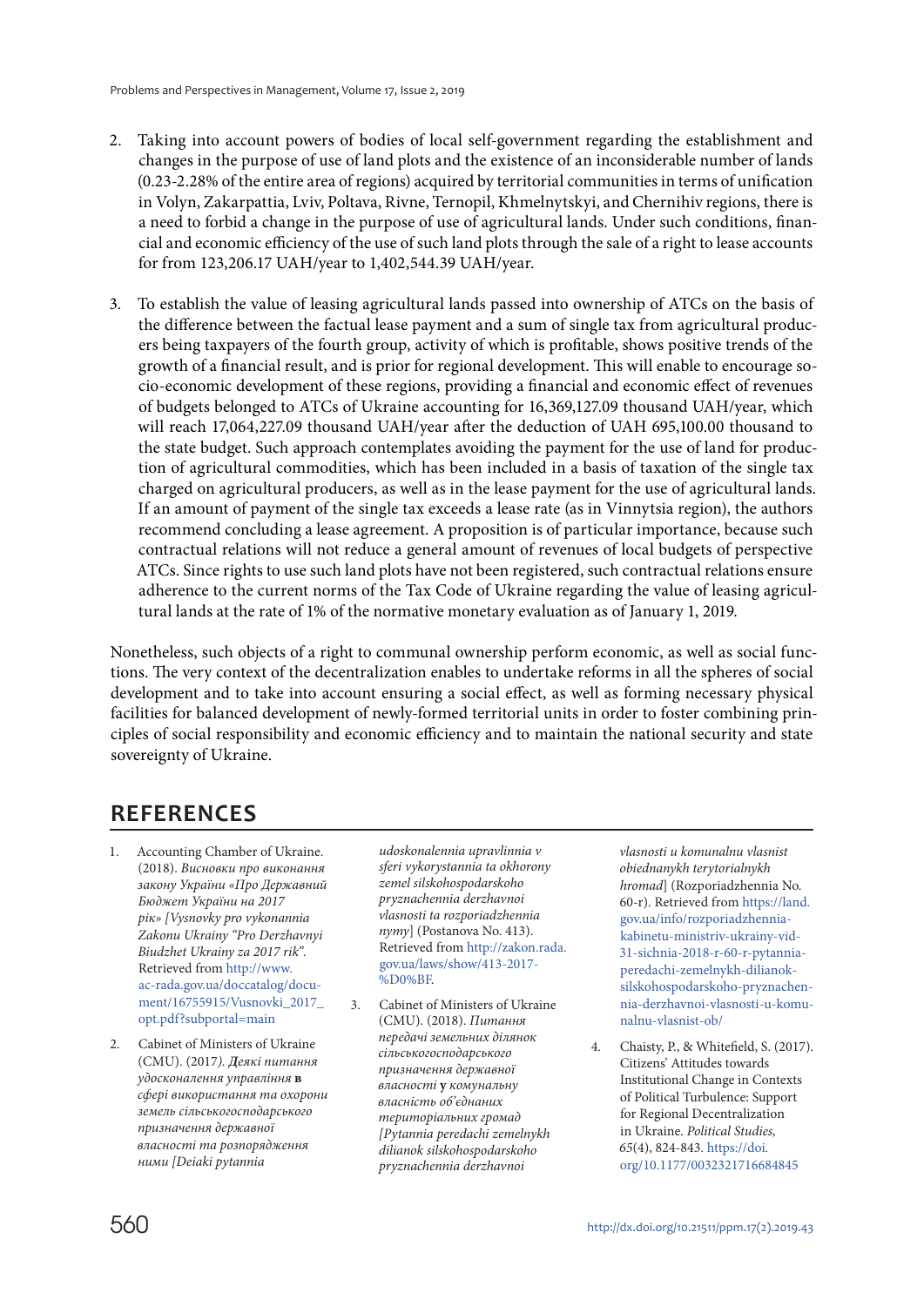2. Taking into account powers of bodies of local self-government regarding the establishment and changes in the purpose of use of land plots and the existence of an inconsiderable number of lands (0.23-2.28% of the entire area of regions) acquired by territorial communities in terms of unification in Volyn, Zakarpattia, Lviv, Poltava, Rivne, Ternopil, Khmelnytskyi, and Chernihiv regions, there is a need to forbid a change in the purpose of use of agricultural lands. Under such conditions, financial and economic efficiency of the use of such land plots through the sale of a right to lease accounts for from 123,206.17 UAH/year to 1,402,544.39 UAH/year.

3. To establish the value of leasing agricultural lands passed into ownership of ATCs on the basis of the difference between the factual lease payment and a sum of single tax from agricultural producers being taxpayers of the fourth group, activity of which is profitable, shows positive trends of the growth of a financial result, and is prior for regional development. This will enable to encourage socio-economic development of these regions, providing a financial and economic effect of revenues of budgets belonged to ATCs of Ukraine accounting for 16,369,127.09 thousand UAH/year, which will reach 17,064,227.09 thousand UAH/year after the deduction of UAH 695,100.00 thousand to the state budget. Such approach contemplates avoiding the payment for the use of land for production of agricultural commodities, which has been included in a basis of taxation of the single tax charged on agricultural producers, as well as in the lease payment for the use of agricultural lands. If an amount of payment of the single tax exceeds a lease rate (as in Vinnytsia region), the authors recommend concluding a lease agreement. A proposition is of particular importance, because such contractual relations will not reduce a general amount of revenues of local budgets of perspective ATCs. Since rights to use such land plots have not been registered, such contractual relations ensure adherence to the current norms of the Tax Code of Ukraine regarding the value of leasing agricultural lands at the rate of 1% of the normative monetary evaluation as of January 1, 2019.

Nonetheless, such objects of a right to communal ownership perform economic, as well as social functions. The very context of the decentralization enables to undertake reforms in all the spheres of social development and to take into account ensuring a social effect, as well as forming necessary physical facilities for balanced development of newly-formed territorial units in order to foster combining principles of social responsibility and economic efficiency and to maintain the national security and state sovereignty of Ukraine.

## REFERENCES

1. Accounting Chamber of Ukraine. (2018). *Висновки про виконання закону України «Про Державний Бюджет України на 2017 рік» [Vysnovky pro vykonannia Zakonu Ukrainy "Pro Derzhavnyi Biudzhet Ukrainy za 2017 rik"*. Retrieved from http://www.ac-rada.gov.ua/doccatalog/document/16755915/Vusnovki_2017_opt.pdf?subportal=main
2. Cabinet of Ministers of Ukraine (CMU). (2017). *Деякі питання удосконалення управління* **в** *сфері використання та охорони земель сільськогосподарського призначення державної власності та розпорядження ними [Deiaki pytannia udoskonalennia upravlinnia v sferi vykorystannia ta okhorony zemel silskohospodarskoho pryznachennia derzhavnoi vlasnosti ta rozporiadzhennia nymy*] (Postanova No. 413). Retrieved from http://zakon.rada.gov.ua/laws/show/413-2017-%D0%BF.
3. Cabinet of Ministers of Ukraine (CMU). (2018). *Питання передачі земельних ділянок сільськогосподарського призначення державної* **у** *комунальну власність об'єднаних територіальних громад [Pytannia peredachi zemelnykh dilianok silskohospodarskoho pryznachennia derzhavnoi vlasnosti u komunalnu vlasnist obiednanykh terytorialnykh hromad*] (Rozporiadzhennia No. 60-r). Retrieved from https://land.gov.ua/info/rozporiadzhennia-kabinetu-ministriv-ukrainy-vid-31-sichnia-2018-r-60-r-pytannia-peredachi-zemelnykh-dilianok-silskohospodarskoho-pryznachennia-derzhavnoi-vlasnosti-u-komunalnu-vlasnist-ob/
4. Chaisty, P., & Whitefield, S. (2017). Citizens' Attitudes towards Institutional Change in Contexts of Political Turbulence: Support for Regional Decentralization in Ukraine. *Political Studies, 65*(4), 824-843. https://doi.org/10.1177/0032321716684845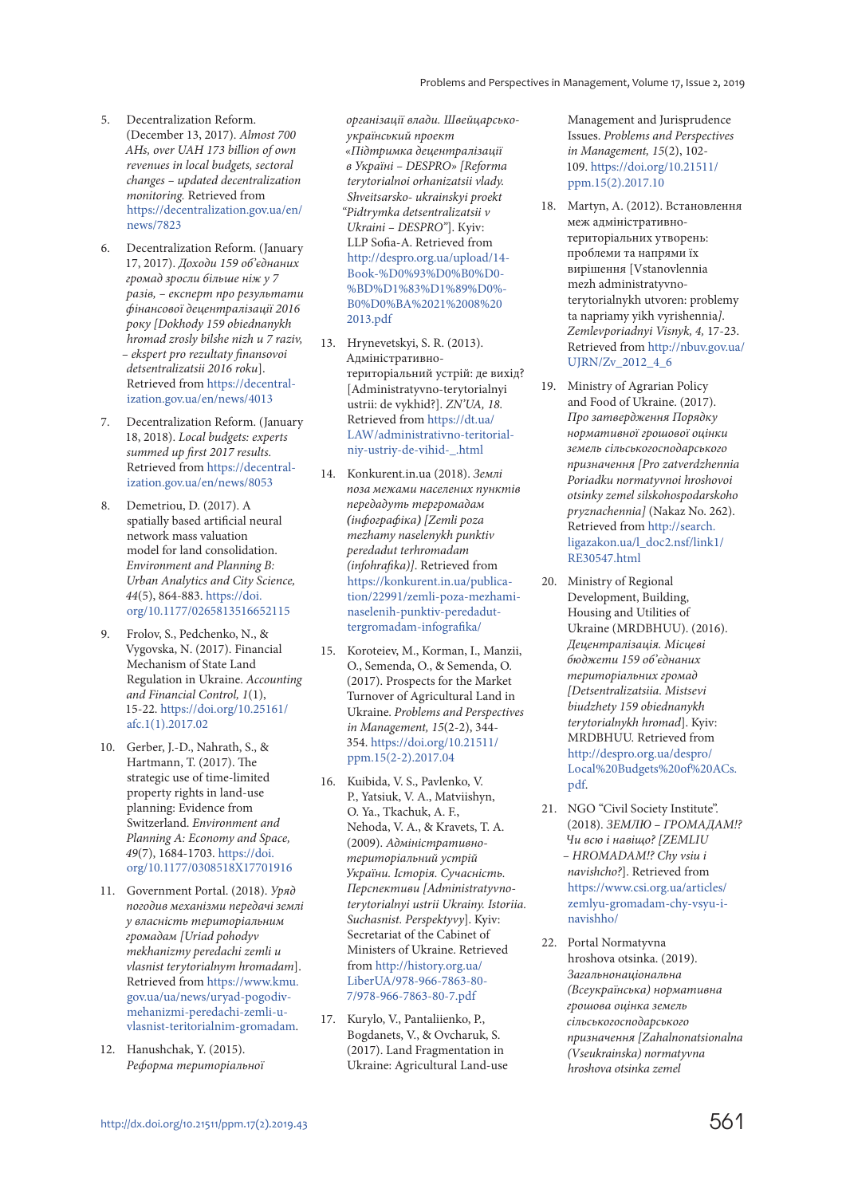5. Decentralization Reform. (December 13, 2017). *Almost 700 AHs, over UAH 173 billion of own revenues in local budgets, sectoral changes – updated decentralization monitoring.* Retrieved from https://decentralization.gov.ua/en/news/7823

6. Decentralization Reform. (January 17, 2017). *Доходи 159 об'єднаних громад зросли більше ніж у 7 разів, – експерт про результати фінансової децентралізації 2016 року [Dokhody 159 obiednanykh hromad zrosly bilshe nizh u 7 raziv, – ekspert pro rezultaty finansovoi detsentralizatsii 2016 roku*]. Retrieved from https://decentralization.gov.ua/en/news/4013

7. Decentralization Reform. (January 18, 2018). *Local budgets: experts summed up first 2017 results.* Retrieved from https://decentralization.gov.ua/en/news/8053

8. Demetriou, D. (2017). A spatially based artificial neural network mass valuation model for land consolidation. *Environment and Planning B: Urban Analytics and City Science, 44*(5), 864-883. https://doi.org/10.1177/0265813516652115

9. Frolov, S., Pedchenko, N., & Vygovska, N. (2017). Financial Mechanism of State Land Regulation in Ukraine. *Accounting and Financial Control, 1*(1), 15-22. https://doi.org/10.25161/afc.1(1).2017.02

10. Gerber, J.-D., Nahrath, S., & Hartmann, T. (2017). The strategic use of time-limited property rights in land-use planning: Evidence from Switzerland. *Environment and Planning A: Economy and Space, 49*(7), 1684-1703. https://doi.org/10.1177/0308518X17701916

11. Government Portal. (2018). *Уряд погодив механізми передачі землі у власність територіальним громадам [Uriad pohodyv mekhanizmy peredachi zemli u vlasnist terytorialnym hromadam*]. Retrieved from https://www.kmu.gov.ua/ua/news/uryad-pogodiv-mehanizmi-peredachi-zemli-u-vlasnist-teritorialnim-gromadam.

12. Hanushchak, Y. (2015). *Реформа територіальної організації влади. Швейцарсько-український проект «Підтримка децентралізації в Україні – DESPRO» [Reforma terytorialnoi orhanizatsii vlady. Shveitsarsko- ukrainskyi proekt "Pidtrymka detsentralizatsii v Ukraini – DESPRO"*]. Kyiv: LLP Sofia-A. Retrieved from http://despro.org.ua/upload/14-Book-%D0%93%D0%B0%D0%BD%D1%83%D1%89%D0%B0%D0%BA%2021%2008%202013.pdf

13. Hrynevetskyi, S. R. (2013). Адміністративно-територіальний устрій: де вихід? [Administratyvno-terytorialnyi ustrii: de vykhid?]. *ZN'UA, 18.* Retrieved from https://dt.ua/LAW/administrativno-teritorialniy-ustriy-de-vihid-_.html

14. Konkurent.in.ua (2018). *Землі поза межами населених пунктів передадуть тергромадам (інфографіка) [Zemli poza mezhamy naselenykh punktiv peredadut terhromadam (infohrafika)].* Retrieved from https://konkurent.in.ua/publication/22991/zemli-poza-mezhami-naselenih-punktiv-peredadut-tergromadam-infografika/

15. Koroteiev, M., Korman, I., Manzii, O., Semenda, O., & Semenda, O. (2017). Prospects for the Market Turnover of Agricultural Land in Ukraine. *Problems and Perspectives in Management, 15*(2-2), 344-354. https://doi.org/10.21511/ppm.15(2-2).2017.04

16. Kuibida, V. S., Pavlenko, V. P., Yatsiuk, V. A., Matviishyn, O. Ya., Tkachuk, A. F., Nehoda, V. A., & Kravets, T. A. (2009). *Адміністративно-територіальний устрій України. Історія. Сучасність. Перспективи [Administratyvno-terytorialnyi ustrii Ukrainy. Istoriia. Suchasnist. Perspektyvy*]. Kyiv: Secretariat of the Cabinet of Ministers of Ukraine. Retrieved from http://history.org.ua/LiberUA/978-966-7863-80-7/978-966-7863-80-7.pdf

17. Kurylo, V., Pantaliienko, P., Bogdanets, V., & Ovcharuk, S. (2017). Land Fragmentation in Ukraine: Agricultural Land-use Management and Jurisprudence Issues. *Problems and Perspectives in Management, 15*(2), 102-109. https://doi.org/10.21511/ppm.15(2).2017.10

18. Martyn, A. (2012). Встановлення меж адміністративно-територіальних утворень: проблеми та напрями їх вирішення [Vstanovlennia mezh administratyvno-terytorialnykh utvoren: problemy ta napriamy yikh vyrishennia]. *Zemlevporiadnyi Visnyk, 4,* 17-23. Retrieved from http://nbuv.gov.ua/UJRN/Zv_2012_4_6

19. Ministry of Agrarian Policy and Food of Ukraine. (2017). *Про затвердження Порядку нормативної грошової оцінки земель сільськогосподарського призначення [Pro zatverdzhennia Poriadku normatyvnoi hroshovoi otsinky zemel silskohospodarskoho pryznachennia]* (Nakaz No. 262). Retrieved from http://search.ligazakon.ua/l_doc2.nsf/link1/RE30547.html

20. Ministry of Regional Development, Building, Housing and Utilities of Ukraine (MRDBHUU). (2016). *Децентралізація. Місцеві бюджети 159 об'єднаних територіальних громад [Detsentralizatsiia. Mistsevi biudzhety 159 obiednanykh terytorialnykh hromad*]. Kyiv: MRDBHUU. Retrieved from http://despro.org.ua/despro/Local%20Budgets%20of%20ACs.pdf.

21. NGO "Civil Society Institute". (2018). *ЗЕМЛЮ – ГРОМАДАМ!? Чи всю і навіщо? [ZEMLIU – HROMADAM!? Chy vsiu i navishcho?*]. Retrieved from https://www.csi.org.ua/articles/zemlyu-gromadam-chy-vsyu-i-navishho/

22. Portal Normatyvna hroshova otsinka. (2019). *Загальнонаціональна (Всеукраїнська) нормативна грошова оцінка земель сільськогосподарського призначення [Zahalnonatsionalna (Vseukrainska) normatyvna hroshova otsinka zemel*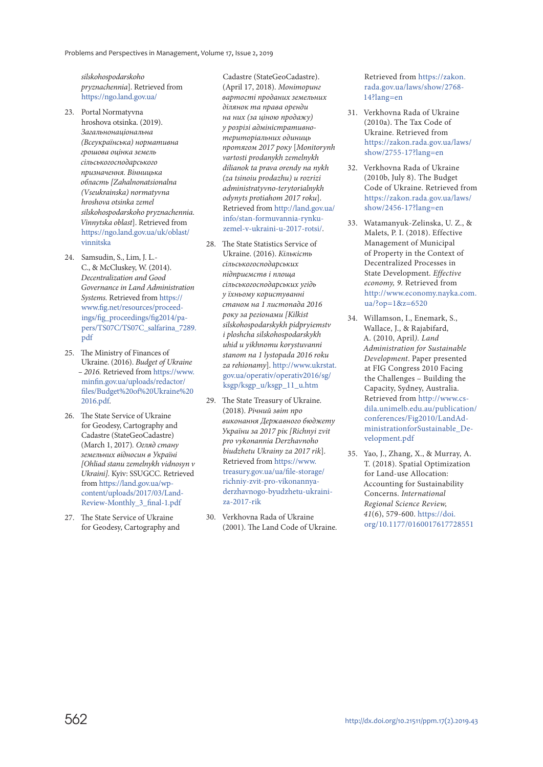*silskohospodarskoho pryznachennia*]. Retrieved from https://ngo.land.gov.ua/

23. Portal Normatyvna hroshova otsinka. (2019). *Загальнонаціональна (Всеукраїнська) нормативна грошова оцінка земель сільськогосподарського призначення. Вінницька область [Zahalnonatsionalna (Vseukrainska) normatyvna hroshova otsinka zemel silskohospodarskoho pryznachennia. Vinnytska oblast*]. Retrieved from https://ngo.land.gov.ua/uk/oblast/vinnitska

24. Samsudin, S., Lim, J. L.-C., & McCluskey, W. (2014). *Decentralization and Good Governance in Land Administration Systems.* Retrieved from https://www.fig.net/resources/proceedings/fig_proceedings/fig2014/papers/TS07C/TS07C_salfarina_7289.pdf

25. The Ministry of Finances of Ukraine. (2016). *Budget of Ukraine – 2016.* Retrieved from https://www.minfin.gov.ua/uploads/redactor/files/Budget%20of%20Ukraine%202016.pdf.

26. The State Service of Ukraine for Geodesy, Cartography and Cadastre (StateGeoCadastre) (March 1, 2017). *Огляд стану земельних відносин в Україні [Ohliad stanu zemelnykh vidnosyn v Ukraini].* Kyiv: SSUGCC. Retrieved from https://land.gov.ua/wp-content/uploads/2017/03/Land-Review-Monthly_3_final-1.pdf

27. The State Service of Ukraine for Geodesy, Cartography and Cadastre (StateGeoCadastre). (April 17, 2018). *Моніторинг вартості проданих земельних ділянок та права оренди на них (за ціною продажу) у розрізі адміністративно-територіальних одиниць протягом 2017 року [Monitorynh vartosti prodanykh zemelnykh dilianok ta prava orendy na nykh (za tsinoiu prodazhu) u rozrizi administratyvno-terytorialnykh odynyts protiahom 2017 roku*]. Retrieved from http://land.gov.ua/info/stan-formuvannia-rynku-zemel-v-ukraini-u-2017-rotsi/.

28. The State Statistics Service of Ukraine. (2016). *Кількість сільськогосподарських підприємств і площа сільськогосподарських угідь у їхньому користуванні станом на 1 листопада 2016 року за регіонами [Kilkist silskohospodarskykh pidpryiemstv i ploshcha silskohospodarskykh uhid u yikhnomu korystuvanni stanom na 1 lystopada 2016 roku za rehionamy*]. http://www.ukrstat.gov.ua/operativ/operativ2016/sg/ksgp/ksgp_u/ksgp_11_u.htm

29. The State Treasury of Ukraine. (2018). *Річний звіт про виконання Державного бюджету України за 2017 рік [Richnyi zvit pro vykonannia Derzhavnoho biudzhetu Ukrainy za 2017 rik*]. Retrieved from https://www.treasury.gov.ua/ua/file-storage/richniy-zvit-pro-vikonannya-derzhavnogo-byudzhetu-ukraini-za-2017-rik

30. Verkhovna Rada of Ukraine (2001). The Land Code of Ukraine. Retrieved from https://zakon.rada.gov.ua/laws/show/2768-14?lang=en

31. Verkhovna Rada of Ukraine (2010a). The Tax Code of Ukraine. Retrieved from https://zakon.rada.gov.ua/laws/show/2755-17?lang=en

32. Verkhovna Rada of Ukraine (2010b, July 8). The Budget Code of Ukraine. Retrieved from https://zakon.rada.gov.ua/laws/show/2456-17?lang=en

33. Watamanyuk-Zelinska, U. Z., & Malets, P. I. (2018). Effective Management of Municipal of Property in the Context of Decentralized Processes in State Development. *Effective economy, 9.* Retrieved from http://www.economy.nayka.com.ua/?op=1&z=6520

34. Willamson, I., Enemark, S., Wallace, J., & Rajabifard, A. (2010, April). *Land Administration for Sustainable Development*. Paper presented at FIG Congress 2010 Facing the Challenges – Building the Capacity, Sydney, Australia. Retrieved from http://www.cs-dila.unimelb.edu.au/publication/conferences/Fig2010/LandAdministrationforSustainable_Development.pdf

35. Yao, J., Zhang, X., & Murray, A. T. (2018). Spatial Optimization for Land-use Allocation: Accounting for Sustainability Concerns. *International Regional Science Review, 41*(6), 579-600. https://doi.org/10.1177/0160017617728551